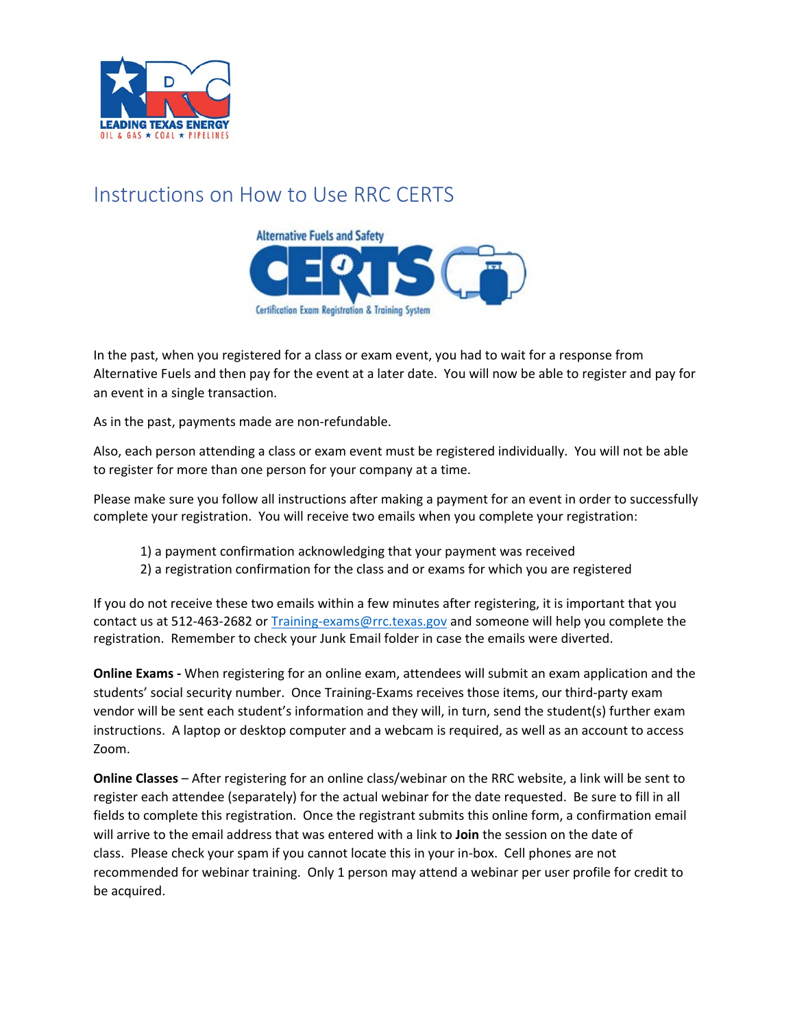# Instructions on How to Use RRC CERTS

In the past, when you registered for a class or exam event, you had to wait for a response from Alternative Fuels and then pay for the event at a later date. You will now be able to register and pay for an event in a single transaction.

As in the past, payments made are non-refundable.

Also, each person attending a class or exam event must be registered individually. You will not be able to register for more than one person for your company at a time.

Please make sure you follow all instructions after making a payment for an event in order to successfully complete your registration. You will receive two emails when you complete your registration:

1) a payment confirmation acknowledging that your payment was received
2) a registration confirmation for the class and or exams for which you are registered

If you do not receive these two emails within a few minutes after registering, it is important that you contact us at 512-463-2682 or Training-exams@rrc.texas.gov and someone will help you complete the registration. Remember to check your Junk Email folder in case the emails were diverted.

**Online Exams -** When registering for an online exam, attendees will submit an exam application and the students' social security number. Once Training-Exams receives those items, our third-party exam vendor will be sent each student's information and they will, in turn, send the student(s) further exam instructions. A laptop or desktop computer and a webcam is required, as well as an account to access Zoom.

**Online Classes** – After registering for an online class/webinar on the RRC website, a link will be sent to register each attendee (separately) for the actual webinar for the date requested. Be sure to fill in all fields to complete this registration. Once the registrant submits this online form, a confirmation email will arrive to the email address that was entered with a link to **Join** the session on the date of class. Please check your spam if you cannot locate this in your in-box. Cell phones are not recommended for webinar training. Only 1 person may attend a webinar per user profile for credit to be acquired.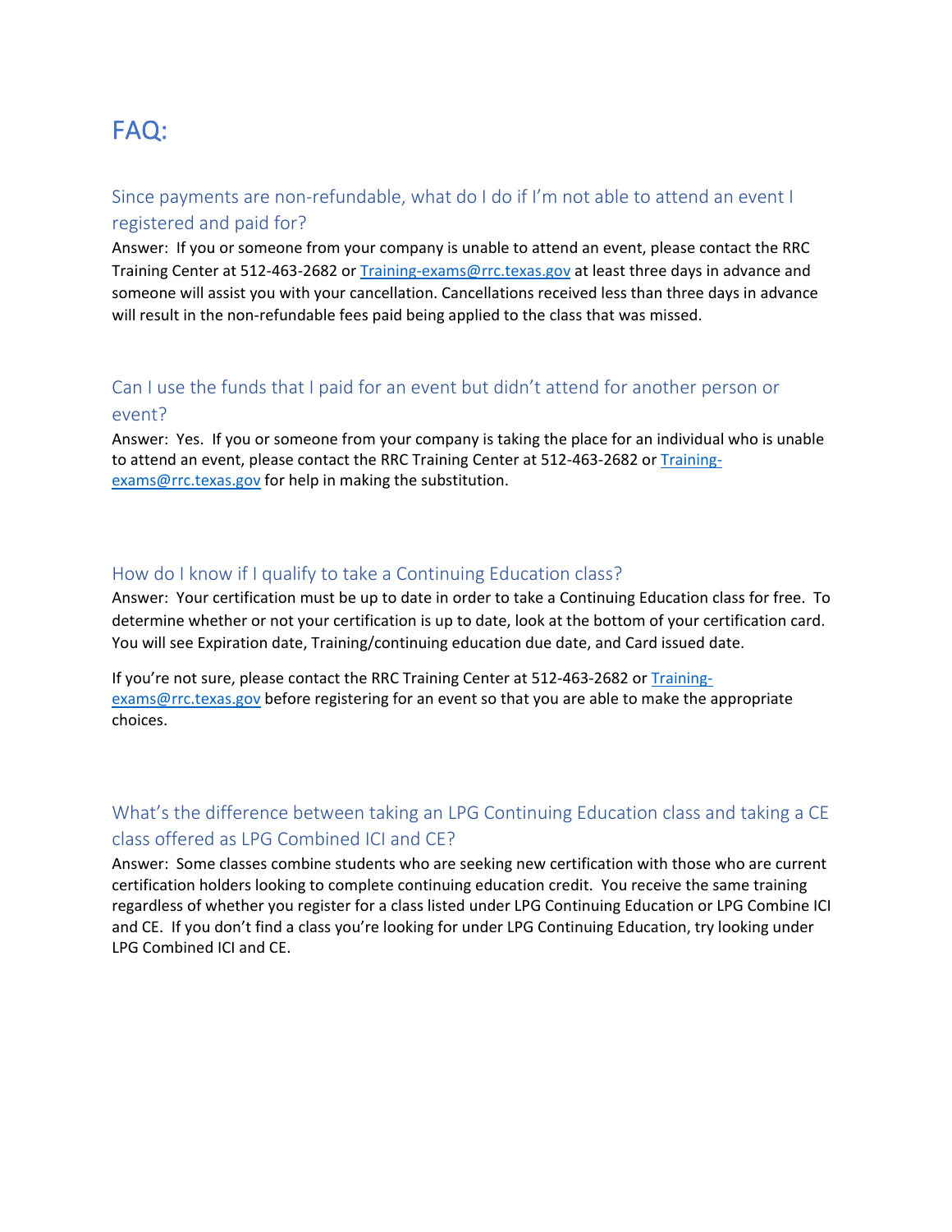# FAQ:

## Since payments are non-refundable, what do I do if I'm not able to attend an event I registered and paid for?

Answer: If you or someone from your company is unable to attend an event, please contact the RRC Training Center at 512-463-2682 or Training-exams@rrc.texas.gov at least three days in advance and someone will assist you with your cancellation. Cancellations received less than three days in advance will result in the non-refundable fees paid being applied to the class that was missed.

## Can I use the funds that I paid for an event but didn't attend for another person or event?

Answer: Yes. If you or someone from your company is taking the place for an individual who is unable to attend an event, please contact the RRC Training Center at 512-463-2682 or Training-exams@rrc.texas.gov for help in making the substitution.

## How do I know if I qualify to take a Continuing Education class?

Answer: Your certification must be up to date in order to take a Continuing Education class for free. To determine whether or not your certification is up to date, look at the bottom of your certification card. You will see Expiration date, Training/continuing education due date, and Card issued date.

If you're not sure, please contact the RRC Training Center at 512-463-2682 or Training-exams@rrc.texas.gov before registering for an event so that you are able to make the appropriate choices.

## What's the difference between taking an LPG Continuing Education class and taking a CE class offered as LPG Combined ICI and CE?

Answer: Some classes combine students who are seeking new certification with those who are current certification holders looking to complete continuing education credit. You receive the same training regardless of whether you register for a class listed under LPG Continuing Education or LPG Combine ICI and CE. If you don't find a class you're looking for under LPG Continuing Education, try looking under LPG Combined ICI and CE.